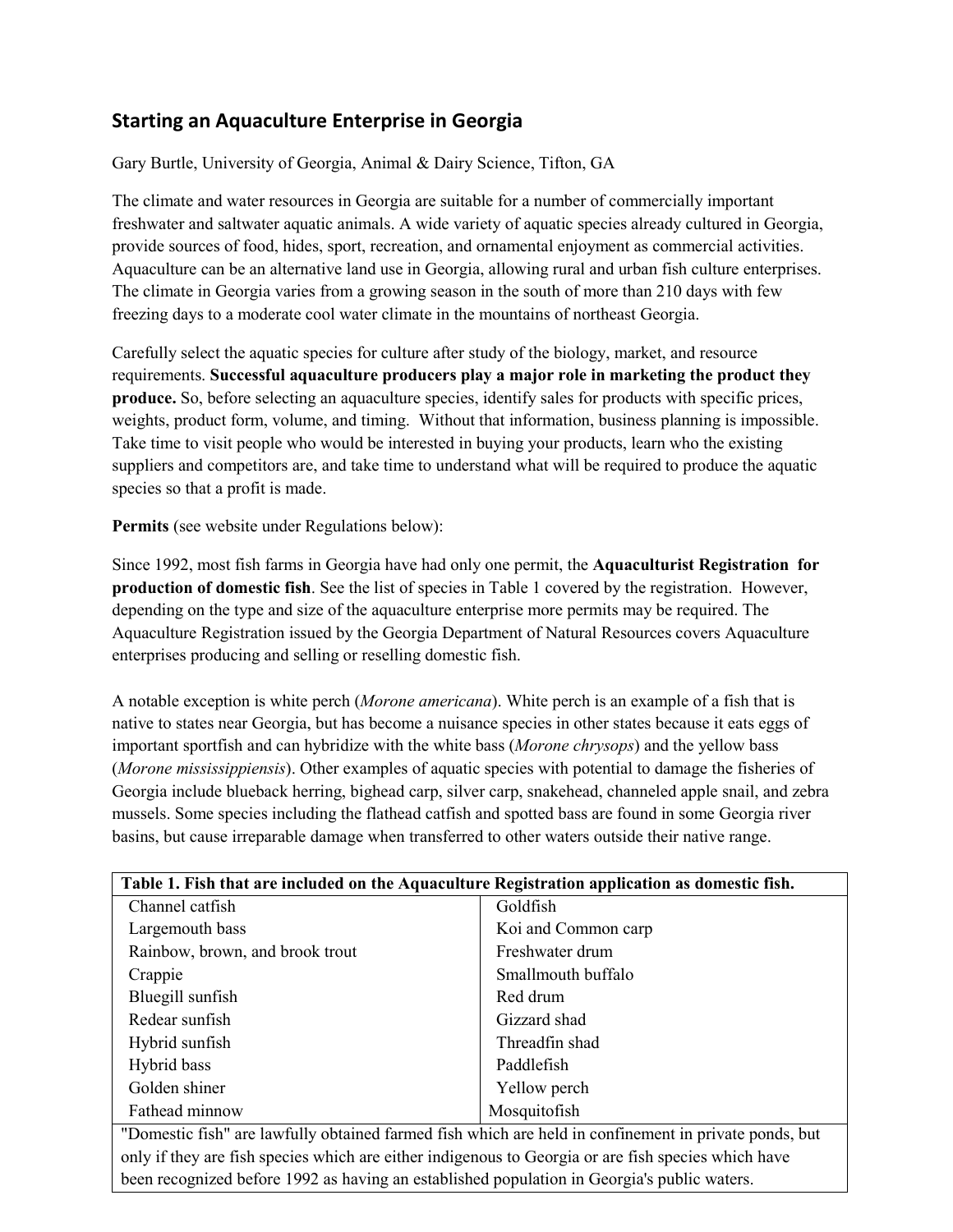## Starting an Aquaculture Enterprise in Georgia

Gary Burtle, University of Georgia, Animal & Dairy Science, Tifton, GA

The climate and water resources in Georgia are suitable for a number of commercially important freshwater and saltwater aquatic animals. A wide variety of aquatic species already cultured in Georgia, provide sources of food, hides, sport, recreation, and ornamental enjoyment as commercial activities. Aquaculture can be an alternative land use in Georgia, allowing rural and urban fish culture enterprises. The climate in Georgia varies from a growing season in the south of more than 210 days with few freezing days to a moderate cool water climate in the mountains of northeast Georgia.

Carefully select the aquatic species for culture after study of the biology, market, and resource requirements. **Successful aquaculture producers play a major role in marketing the product they produce.** So, before selecting an aquaculture species, identify sales for products with specific prices, weights, product form, volume, and timing. Without that information, business planning is impossible. Take time to visit people who would be interested in buying your products, learn who the existing suppliers and competitors are, and take time to understand what will be required to produce the aquatic species so that a profit is made.

**Permits** (see website under Regulations below):

Since 1992, most fish farms in Georgia have had only one permit, the **Aquaculturist Registration for production of domestic fish**. See the list of species in Table 1 covered by the registration. However, depending on the type and size of the aquaculture enterprise more permits may be required. The Aquaculture Registration issued by the Georgia Department of Natural Resources covers Aquaculture enterprises producing and selling or reselling domestic fish.

A notable exception is white perch (*Morone americana*). White perch is an example of a fish that is native to states near Georgia, but has become a nuisance species in other states because it eats eggs of important sportfish and can hybridize with the white bass (*Morone chrysops*) and the yellow bass (*Morone mississippiensis*). Other examples of aquatic species with potential to damage the fisheries of Georgia include blueback herring, bighead carp, silver carp, snakehead, channeled apple snail, and zebra mussels. Some species including the flathead catfish and spotted bass are found in some Georgia river basins, but cause irreparable damage when transferred to other waters outside their native range.

| **Table 1. Fish that are included on the Aquaculture Registration application as domestic fish.** | |
|---|---|
| Channel catfish | Goldfish |
| Largemouth bass | Koi and Common carp |
| Rainbow, brown, and brook trout | Freshwater drum |
| Crappie | Smallmouth buffalo |
| Bluegill sunfish | Red drum |
| Redear sunfish | Gizzard shad |
| Hybrid sunfish | Threadfin shad |
| Hybrid bass | Paddlefish |
| Golden shiner | Yellow perch |
| Fathead minnow | Mosquitofish |
| "Domestic fish" are lawfully obtained farmed fish which are held in confinement in private ponds, but only if they are fish species which are either indigenous to Georgia or are fish species which have been recognized before 1992 as having an established population in Georgia's public waters. | |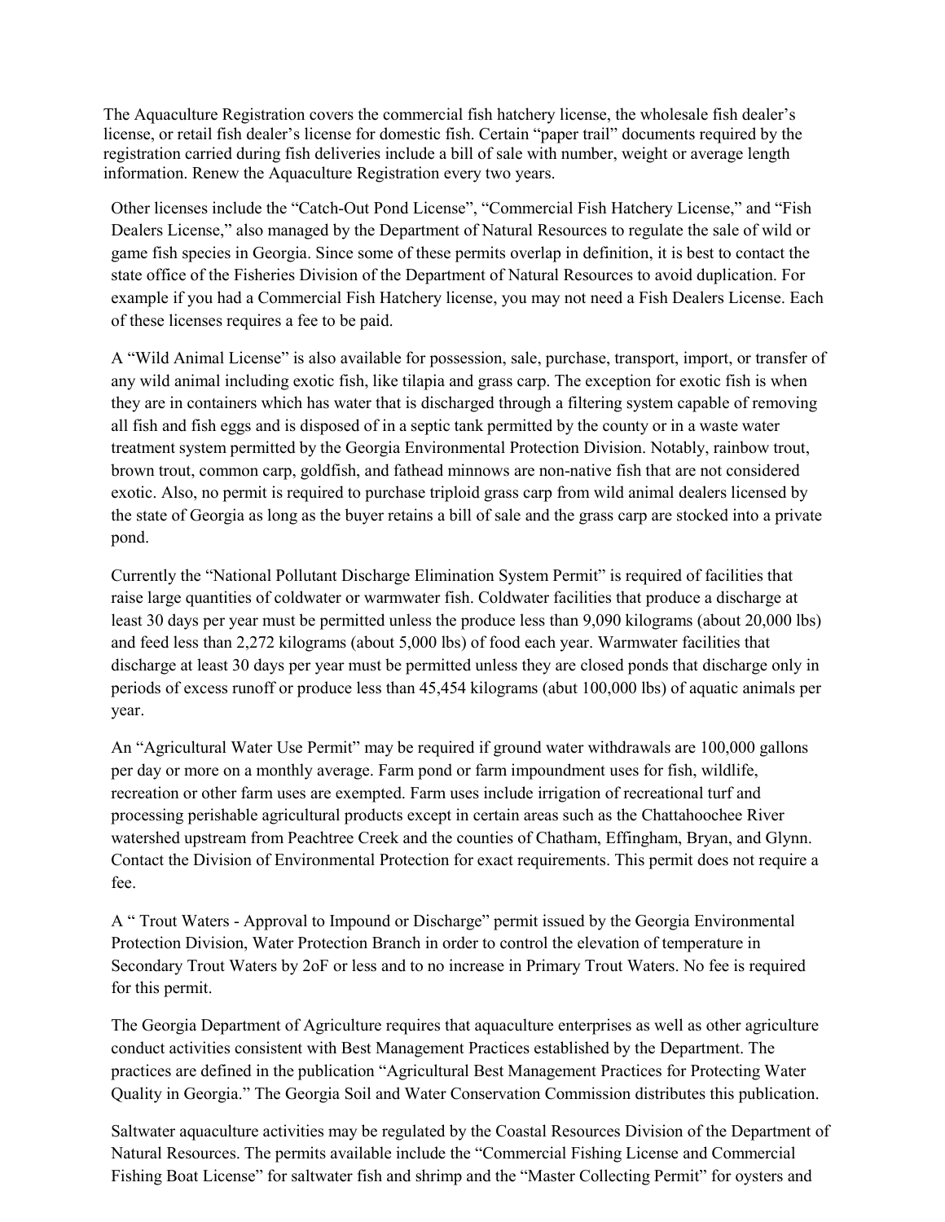The Aquaculture Registration covers the commercial fish hatchery license, the wholesale fish dealer's license, or retail fish dealer's license for domestic fish. Certain "paper trail" documents required by the registration carried during fish deliveries include a bill of sale with number, weight or average length information. Renew the Aquaculture Registration every two years.

Other licenses include the "Catch-Out Pond License", "Commercial Fish Hatchery License," and "Fish Dealers License," also managed by the Department of Natural Resources to regulate the sale of wild or game fish species in Georgia. Since some of these permits overlap in definition, it is best to contact the state office of the Fisheries Division of the Department of Natural Resources to avoid duplication. For example if you had a Commercial Fish Hatchery license, you may not need a Fish Dealers License. Each of these licenses requires a fee to be paid.

A "Wild Animal License" is also available for possession, sale, purchase, transport, import, or transfer of any wild animal including exotic fish, like tilapia and grass carp. The exception for exotic fish is when they are in containers which has water that is discharged through a filtering system capable of removing all fish and fish eggs and is disposed of in a septic tank permitted by the county or in a waste water treatment system permitted by the Georgia Environmental Protection Division. Notably, rainbow trout, brown trout, common carp, goldfish, and fathead minnows are non-native fish that are not considered exotic. Also, no permit is required to purchase triploid grass carp from wild animal dealers licensed by the state of Georgia as long as the buyer retains a bill of sale and the grass carp are stocked into a private pond.

Currently the "National Pollutant Discharge Elimination System Permit" is required of facilities that raise large quantities of coldwater or warmwater fish. Coldwater facilities that produce a discharge at least 30 days per year must be permitted unless the produce less than 9,090 kilograms (about 20,000 lbs) and feed less than 2,272 kilograms (about 5,000 lbs) of food each year. Warmwater facilities that discharge at least 30 days per year must be permitted unless they are closed ponds that discharge only in periods of excess runoff or produce less than 45,454 kilograms (abut 100,000 lbs) of aquatic animals per year.

An "Agricultural Water Use Permit" may be required if ground water withdrawals are 100,000 gallons per day or more on a monthly average. Farm pond or farm impoundment uses for fish, wildlife, recreation or other farm uses are exempted. Farm uses include irrigation of recreational turf and processing perishable agricultural products except in certain areas such as the Chattahoochee River watershed upstream from Peachtree Creek and the counties of Chatham, Effingham, Bryan, and Glynn. Contact the Division of Environmental Protection for exact requirements. This permit does not require a fee.

A " Trout Waters - Approval to Impound or Discharge" permit issued by the Georgia Environmental Protection Division, Water Protection Branch in order to control the elevation of temperature in Secondary Trout Waters by 2oF or less and to no increase in Primary Trout Waters. No fee is required for this permit.

The Georgia Department of Agriculture requires that aquaculture enterprises as well as other agriculture conduct activities consistent with Best Management Practices established by the Department. The practices are defined in the publication "Agricultural Best Management Practices for Protecting Water Quality in Georgia." The Georgia Soil and Water Conservation Commission distributes this publication.

Saltwater aquaculture activities may be regulated by the Coastal Resources Division of the Department of Natural Resources. The permits available include the "Commercial Fishing License and Commercial Fishing Boat License" for saltwater fish and shrimp and the "Master Collecting Permit" for oysters and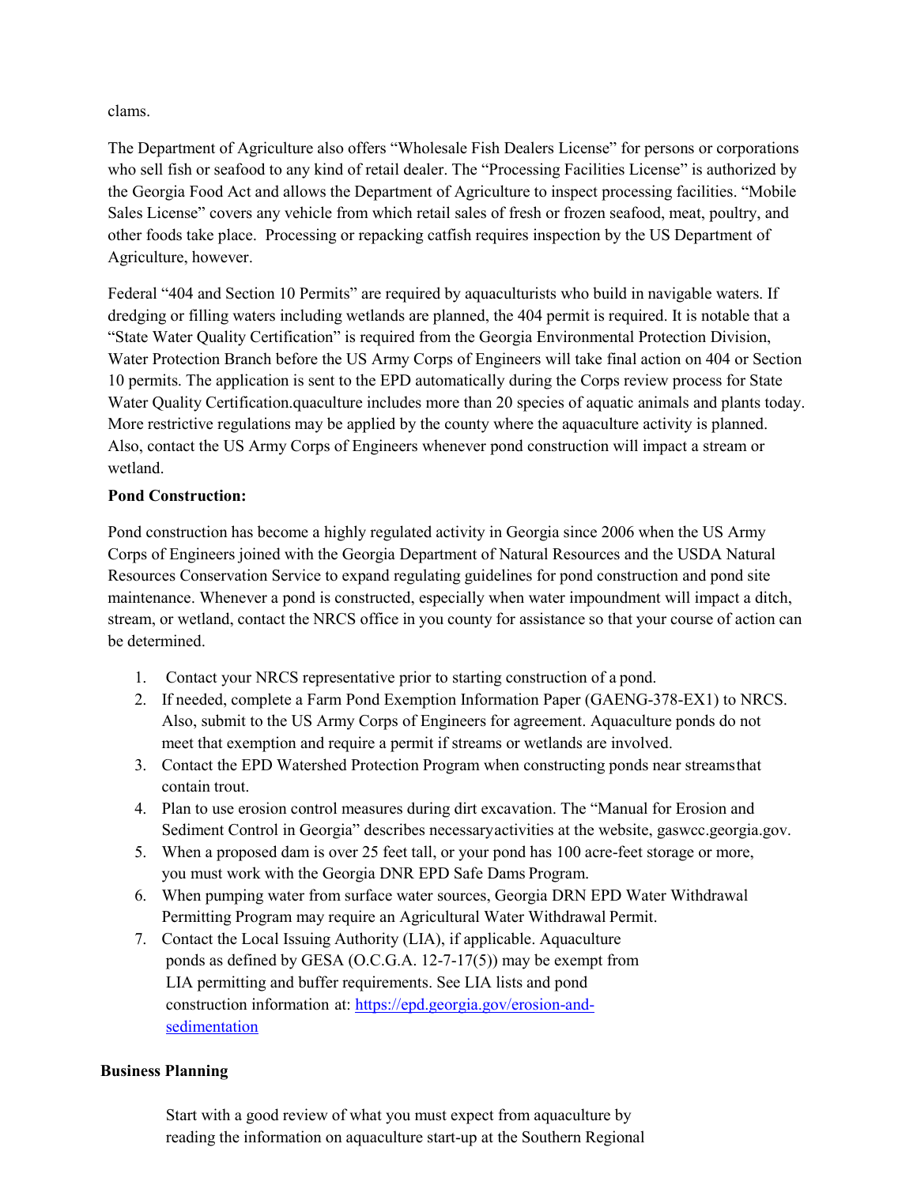clams.

The Department of Agriculture also offers “Wholesale Fish Dealers License” for persons or corporations who sell fish or seafood to any kind of retail dealer. The “Processing Facilities License” is authorized by the Georgia Food Act and allows the Department of Agriculture to inspect processing facilities. “Mobile Sales License” covers any vehicle from which retail sales of fresh or frozen seafood, meat, poultry, and other foods take place. Processing or repacking catfish requires inspection by the US Department of Agriculture, however.

Federal “404 and Section 10 Permits” are required by aquaculturists who build in navigable waters. If dredging or filling waters including wetlands are planned, the 404 permit is required. It is notable that a “State Water Quality Certification” is required from the Georgia Environmental Protection Division, Water Protection Branch before the US Army Corps of Engineers will take final action on 404 or Section 10 permits. The application is sent to the EPD automatically during the Corps review process for State Water Quality Certification.quaculture includes more than 20 species of aquatic animals and plants today. More restrictive regulations may be applied by the county where the aquaculture activity is planned. Also, contact the US Army Corps of Engineers whenever pond construction will impact a stream or wetland.

**Pond Construction:**

Pond construction has become a highly regulated activity in Georgia since 2006 when the US Army Corps of Engineers joined with the Georgia Department of Natural Resources and the USDA Natural Resources Conservation Service to expand regulating guidelines for pond construction and pond site maintenance. Whenever a pond is constructed, especially when water impoundment will impact a ditch, stream, or wetland, contact the NRCS office in you county for assistance so that your course of action can be determined.

1. Contact your NRCS representative prior to starting construction of a pond.
2. If needed, complete a Farm Pond Exemption Information Paper (GAENG-378-EX1) to NRCS. Also, submit to the US Army Corps of Engineers for agreement. Aquaculture ponds do not meet that exemption and require a permit if streams or wetlands are involved.
3. Contact the EPD Watershed Protection Program when constructing ponds near streams that contain trout.
4. Plan to use erosion control measures during dirt excavation. The “Manual for Erosion and Sediment Control in Georgia” describes necessary activities at the website, gaswcc.georgia.gov.
5. When a proposed dam is over 25 feet tall, or your pond has 100 acre-feet storage or more, you must work with the Georgia DNR EPD Safe Dams Program.
6. When pumping water from surface water sources, Georgia DRN EPD Water Withdrawal Permitting Program may require an Agricultural Water Withdrawal Permit.
7. Contact the Local Issuing Authority (LIA), if applicable. Aquaculture ponds as defined by GESA (O.C.G.A. 12-7-17(5)) may be exempt from LIA permitting and buffer requirements. See LIA lists and pond construction information at: [https://epd.georgia.gov/erosion-and-sedimentation](https://epd.georgia.gov/erosion-and-sedimentation)

**Business Planning**

Start with a good review of what you must expect from aquaculture by reading the information on aquaculture start-up at the Southern Regional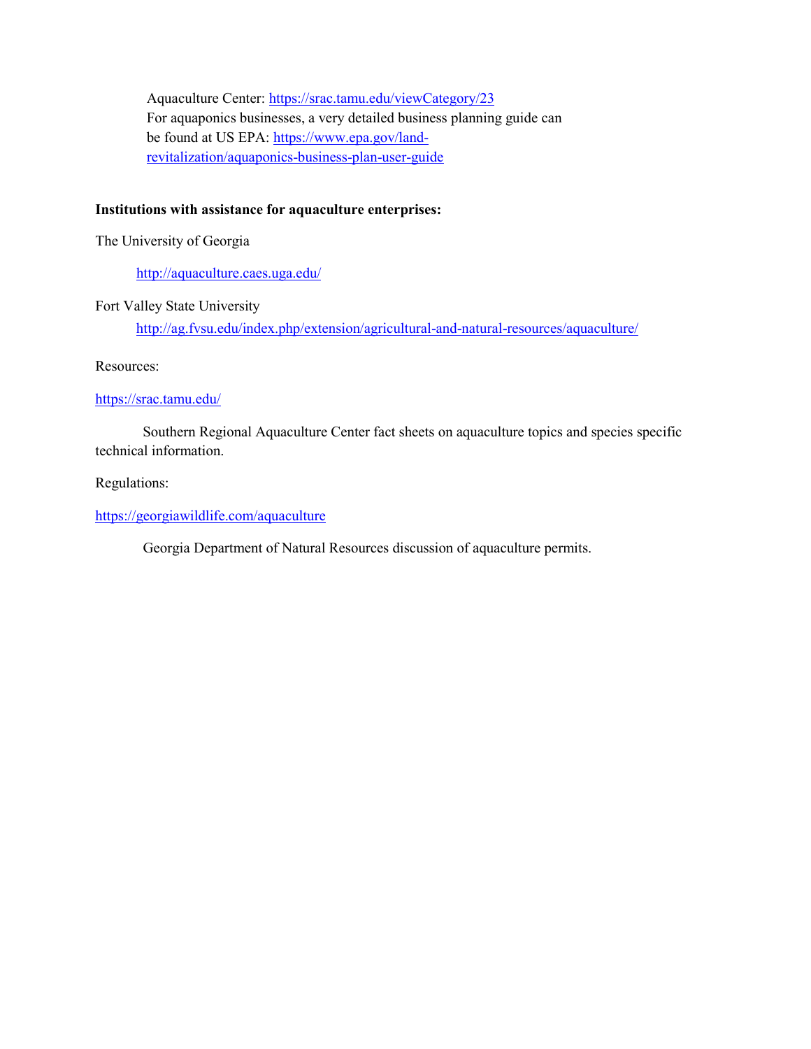Aquaculture Center: https://srac.tamu.edu/viewCategory/23
For aquaponics businesses, a very detailed business planning guide can be found at US EPA: https://www.epa.gov/land-revitalization/aquaponics-business-plan-user-guide

**Institutions with assistance for aquaculture enterprises:**

The University of Georgia

http://aquaculture.caes.uga.edu/

Fort Valley State University

http://ag.fvsu.edu/index.php/extension/agricultural-and-natural-resources/aquaculture/

Resources:

https://srac.tamu.edu/

Southern Regional Aquaculture Center fact sheets on aquaculture topics and species specific technical information.

Regulations:

https://georgiawildlife.com/aquaculture

Georgia Department of Natural Resources discussion of aquaculture permits.